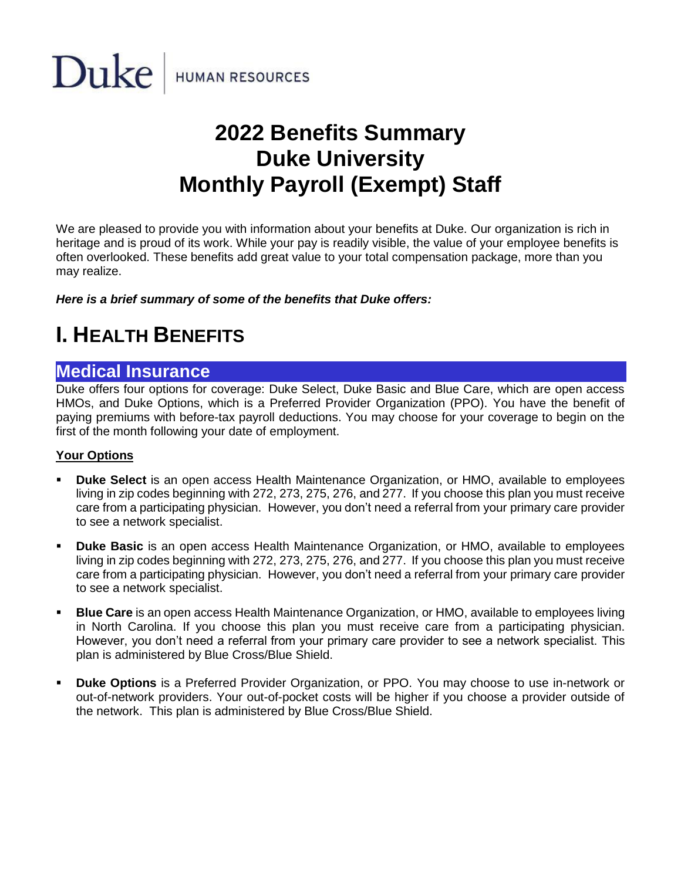Duke | HUMAN RESOURCES

# 2022 Benefits Summary
# Duke University
# Monthly Payroll (Exempt) Staff

We are pleased to provide you with information about your benefits at Duke. Our organization is rich in heritage and is proud of its work. While your pay is readily visible, the value of your employee benefits is often overlooked. These benefits add great value to your total compensation package, more than you may realize.

***Here is a brief summary of some of the benefits that Duke offers:***

# I. HEALTH BENEFITS

## Medical Insurance

Duke offers four options for coverage: Duke Select, Duke Basic and Blue Care, which are open access HMOs, and Duke Options, which is a Preferred Provider Organization (PPO). You have the benefit of paying premiums with before-tax payroll deductions. You may choose for your coverage to begin on the first of the month following your date of employment.

**Your Options**

- **Duke Select** is an open access Health Maintenance Organization, or HMO, available to employees living in zip codes beginning with 272, 273, 275, 276, and 277. If you choose this plan you must receive care from a participating physician. However, you don't need a referral from your primary care provider to see a network specialist.
- **Duke Basic** is an open access Health Maintenance Organization, or HMO, available to employees living in zip codes beginning with 272, 273, 275, 276, and 277. If you choose this plan you must receive care from a participating physician. However, you don't need a referral from your primary care provider to see a network specialist.
- **Blue Care** is an open access Health Maintenance Organization, or HMO, available to employees living in North Carolina. If you choose this plan you must receive care from a participating physician. However, you don't need a referral from your primary care provider to see a network specialist. This plan is administered by Blue Cross/Blue Shield.
- **Duke Options** is a Preferred Provider Organization, or PPO. You may choose to use in-network or out-of-network providers. Your out-of-pocket costs will be higher if you choose a provider outside of the network. This plan is administered by Blue Cross/Blue Shield.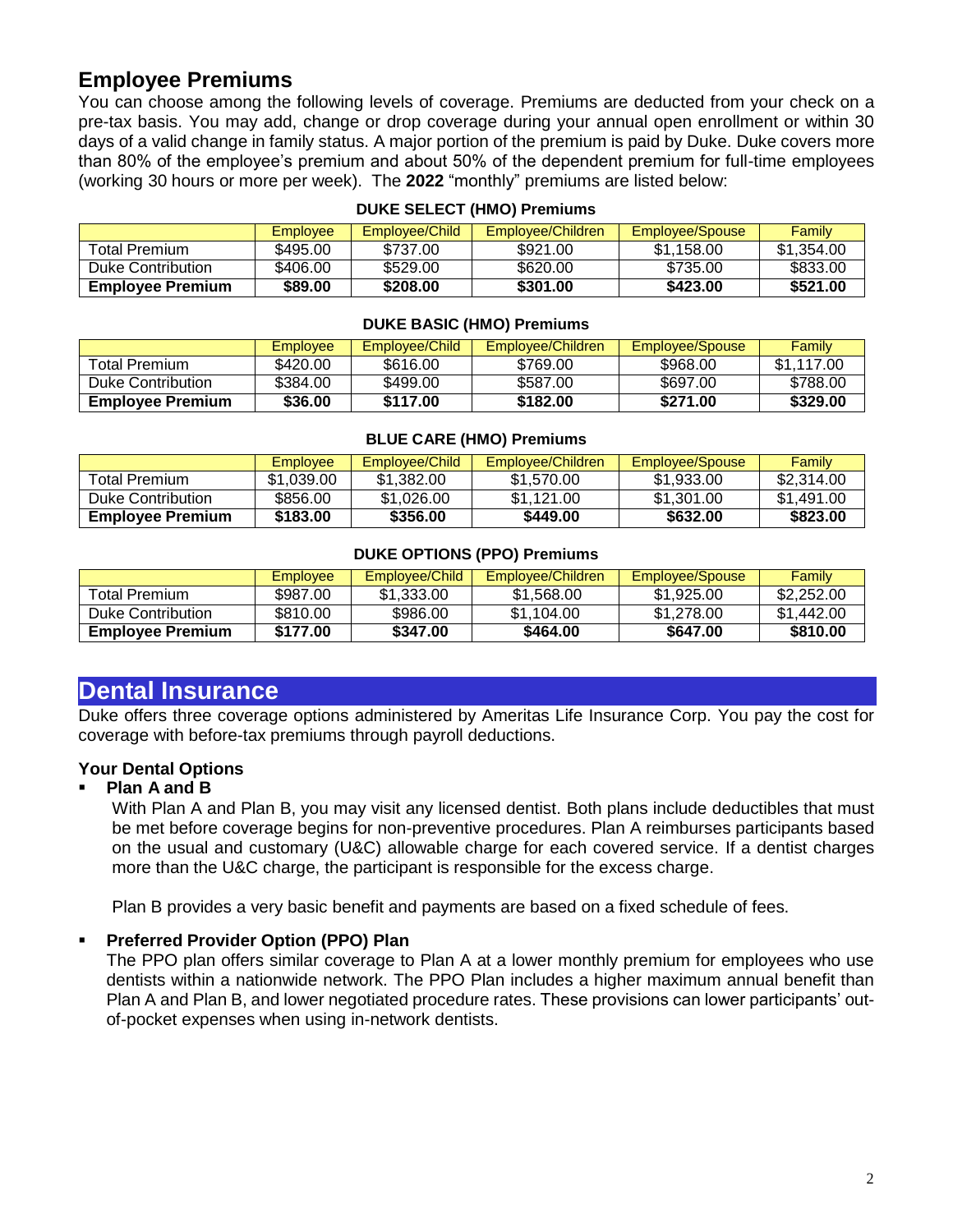## Employee Premiums

You can choose among the following levels of coverage. Premiums are deducted from your check on a pre-tax basis. You may add, change or drop coverage during your annual open enrollment or within 30 days of a valid change in family status. A major portion of the premium is paid by Duke. Duke covers more than 80% of the employee's premium and about 50% of the dependent premium for full-time employees (working 30 hours or more per week). The **2022** "monthly" premiums are listed below:

**DUKE SELECT (HMO) Premiums**

| | Employee | Employee/Child | Employee/Children | Employee/Spouse | Family |
|---|---|---|---|---|---|
| Total Premium | $495.00 | $737.00 | $921.00 | $1,158.00 | $1,354.00 |
| Duke Contribution | $406.00 | $529.00 | $620.00 | $735.00 | $833.00 |
| **Employee Premium** | **$89.00** | **$208.00** | **$301.00** | **$423.00** | **$521.00** |

**DUKE BASIC (HMO) Premiums**

| | Employee | Employee/Child | Employee/Children | Employee/Spouse | Family |
|---|---|---|---|---|---|
| Total Premium | $420.00 | $616.00 | $769.00 | $968.00 | $1,117.00 |
| Duke Contribution | $384.00 | $499.00 | $587.00 | $697.00 | $788.00 |
| **Employee Premium** | **$36.00** | **$117.00** | **$182.00** | **$271.00** | **$329.00** |

**BLUE CARE (HMO) Premiums**

| | Employee | Employee/Child | Employee/Children | Employee/Spouse | Family |
|---|---|---|---|---|---|
| Total Premium | $1,039.00 | $1,382.00 | $1,570.00 | $1,933.00 | $2,314.00 |
| Duke Contribution | $856.00 | $1,026.00 | $1,121.00 | $1,301.00 | $1,491.00 |
| **Employee Premium** | **$183.00** | **$356.00** | **$449.00** | **$632.00** | **$823.00** |

**DUKE OPTIONS (PPO) Premiums**

| | Employee | Employee/Child | Employee/Children | Employee/Spouse | Family |
|---|---|---|---|---|---|
| Total Premium | $987.00 | $1,333.00 | $1,568.00 | $1,925.00 | $2,252.00 |
| Duke Contribution | $810.00 | $986.00 | $1,104.00 | $1,278.00 | $1,442.00 |
| **Employee Premium** | **$177.00** | **$347.00** | **$464.00** | **$647.00** | **$810.00** |

# Dental Insurance

Duke offers three coverage options administered by Ameritas Life Insurance Corp. You pay the cost for coverage with before-tax premiums through payroll deductions.

### Your Dental Options

- **Plan A and B**

  With Plan A and Plan B, you may visit any licensed dentist. Both plans include deductibles that must be met before coverage begins for non-preventive procedures. Plan A reimburses participants based on the usual and customary (U&C) allowable charge for each covered service. If a dentist charges more than the U&C charge, the participant is responsible for the excess charge.

  Plan B provides a very basic benefit and payments are based on a fixed schedule of fees.

- **Preferred Provider Option (PPO) Plan**

  The PPO plan offers similar coverage to Plan A at a lower monthly premium for employees who use dentists within a nationwide network. The PPO Plan includes a higher maximum annual benefit than Plan A and Plan B, and lower negotiated procedure rates. These provisions can lower participants' out-of-pocket expenses when using in-network dentists.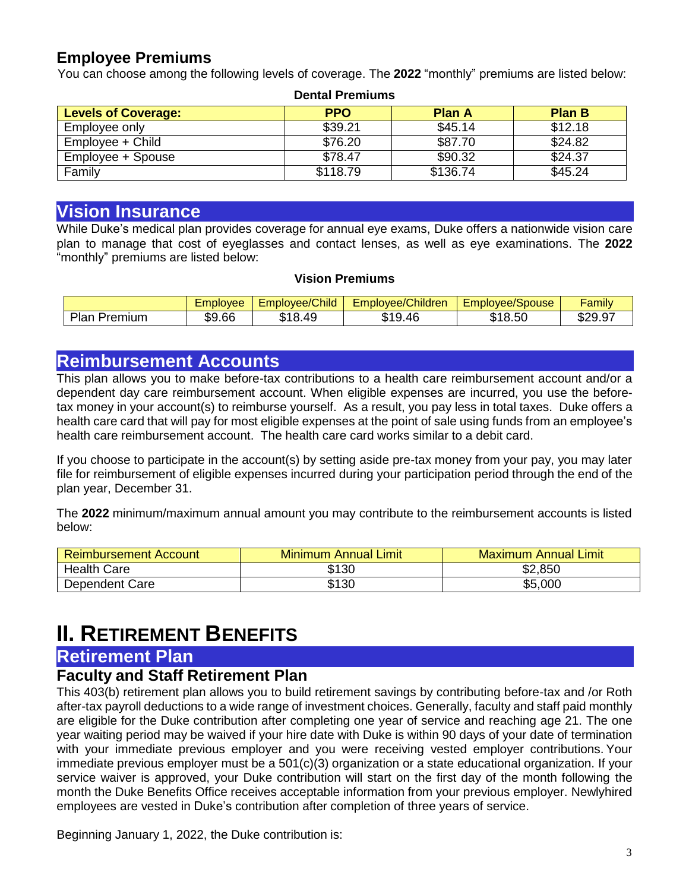## Employee Premiums

You can choose among the following levels of coverage. The **2022** "monthly" premiums are listed below:

**Dental Premiums**

| Levels of Coverage: | PPO | Plan A | Plan B |
|---|---|---|---|
| Employee only | $39.21 | $45.14 | $12.18 |
| Employee + Child | $76.20 | $87.70 | $24.82 |
| Employee + Spouse | $78.47 | $90.32 | $24.37 |
| Family | $118.79 | $136.74 | $45.24 |

## Vision Insurance

While Duke's medical plan provides coverage for annual eye exams, Duke offers a nationwide vision care plan to manage that cost of eyeglasses and contact lenses, as well as eye examinations. The **2022** "monthly" premiums are listed below:

**Vision Premiums**

| | Employee | Employee/Child | Employee/Children | Employee/Spouse | Family |
|---|---|---|---|---|---|
| Plan Premium | $9.66 | $18.49 | $19.46 | $18.50 | $29.97 |

## Reimbursement Accounts

This plan allows you to make before-tax contributions to a health care reimbursement account and/or a dependent day care reimbursement account. When eligible expenses are incurred, you use the before-tax money in your account(s) to reimburse yourself. As a result, you pay less in total taxes. Duke offers a health care card that will pay for most eligible expenses at the point of sale using funds from an employee's health care reimbursement account. The health care card works similar to a debit card.

If you choose to participate in the account(s) by setting aside pre-tax money from your pay, you may later file for reimbursement of eligible expenses incurred during your participation period through the end of the plan year, December 31.

The **2022** minimum/maximum annual amount you may contribute to the reimbursement accounts is listed below:

| Reimbursement Account | Minimum Annual Limit | Maximum Annual Limit |
|---|---|---|
| Health Care | $130 | $2,850 |
| Dependent Care | $130 | $5,000 |

# II. Retirement Benefits

## Retirement Plan

### Faculty and Staff Retirement Plan

This 403(b) retirement plan allows you to build retirement savings by contributing before-tax and /or Roth after-tax payroll deductions to a wide range of investment choices. Generally, faculty and staff paid monthly are eligible for the Duke contribution after completing one year of service and reaching age 21. The one year waiting period may be waived if your hire date with Duke is within 90 days of your date of termination with your immediate previous employer and you were receiving vested employer contributions. Your immediate previous employer must be a 501(c)(3) organization or a state educational organization. If your service waiver is approved, your Duke contribution will start on the first day of the month following the month the Duke Benefits Office receives acceptable information from your previous employer. Newlyhired employees are vested in Duke's contribution after completion of three years of service.

Beginning January 1, 2022, the Duke contribution is: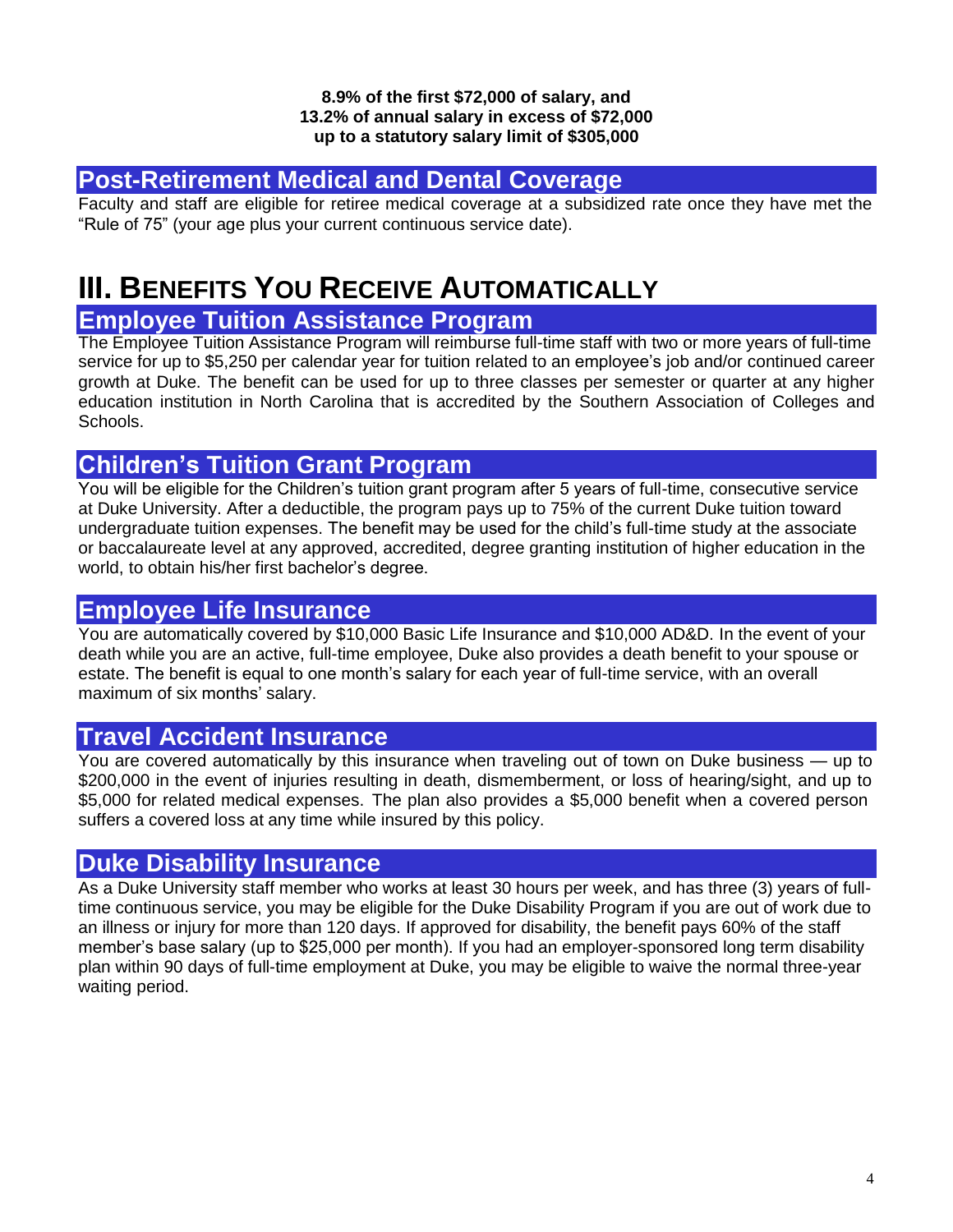**8.9% of the first $72,000 of salary, and**
**13.2% of annual salary in excess of $72,000**
**up to a statutory salary limit of $305,000**

## Post-Retirement Medical and Dental Coverage

Faculty and staff are eligible for retiree medical coverage at a subsidized rate once they have met the "Rule of 75" (your age plus your current continuous service date).

# III. Benefits You Receive Automatically

## Employee Tuition Assistance Program

The Employee Tuition Assistance Program will reimburse full-time staff with two or more years of full-time service for up to $5,250 per calendar year for tuition related to an employee's job and/or continued career growth at Duke. The benefit can be used for up to three classes per semester or quarter at any higher education institution in North Carolina that is accredited by the Southern Association of Colleges and Schools.

## Children's Tuition Grant Program

You will be eligible for the Children's tuition grant program after 5 years of full-time, consecutive service at Duke University. After a deductible, the program pays up to 75% of the current Duke tuition toward undergraduate tuition expenses. The benefit may be used for the child's full-time study at the associate or baccalaureate level at any approved, accredited, degree granting institution of higher education in the world, to obtain his/her first bachelor's degree.

## Employee Life Insurance

You are automatically covered by $10,000 Basic Life Insurance and $10,000 AD&D. In the event of your death while you are an active, full-time employee, Duke also provides a death benefit to your spouse or estate. The benefit is equal to one month's salary for each year of full-time service, with an overall maximum of six months' salary.

## Travel Accident Insurance

You are covered automatically by this insurance when traveling out of town on Duke business — up to $200,000 in the event of injuries resulting in death, dismemberment, or loss of hearing/sight, and up to $5,000 for related medical expenses. The plan also provides a $5,000 benefit when a covered person suffers a covered loss at any time while insured by this policy.

## Duke Disability Insurance

As a Duke University staff member who works at least 30 hours per week, and has three (3) years of full-time continuous service, you may be eligible for the Duke Disability Program if you are out of work due to an illness or injury for more than 120 days. If approved for disability, the benefit pays 60% of the staff member's base salary (up to $25,000 per month). If you had an employer-sponsored long term disability plan within 90 days of full-time employment at Duke, you may be eligible to waive the normal three-year waiting period.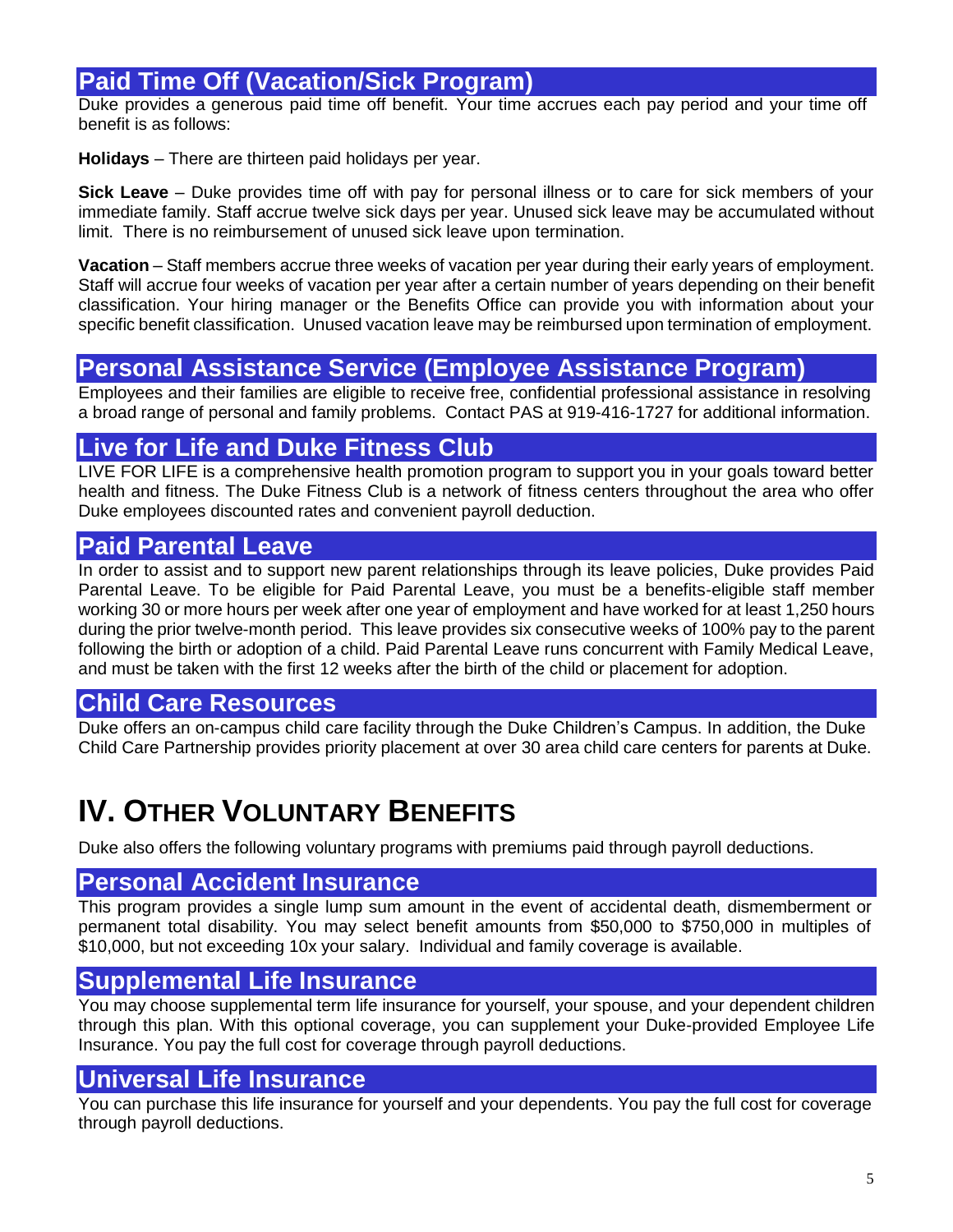## Paid Time Off (Vacation/Sick Program)

Duke provides a generous paid time off benefit. Your time accrues each pay period and your time off benefit is as follows:

**Holidays** – There are thirteen paid holidays per year.

**Sick Leave** – Duke provides time off with pay for personal illness or to care for sick members of your immediate family. Staff accrue twelve sick days per year. Unused sick leave may be accumulated without limit. There is no reimbursement of unused sick leave upon termination.

**Vacation** – Staff members accrue three weeks of vacation per year during their early years of employment. Staff will accrue four weeks of vacation per year after a certain number of years depending on their benefit classification. Your hiring manager or the Benefits Office can provide you with information about your specific benefit classification. Unused vacation leave may be reimbursed upon termination of employment.

## Personal Assistance Service (Employee Assistance Program)

Employees and their families are eligible to receive free, confidential professional assistance in resolving a broad range of personal and family problems. Contact PAS at 919-416-1727 for additional information.

## Live for Life and Duke Fitness Club

LIVE FOR LIFE is a comprehensive health promotion program to support you in your goals toward better health and fitness. The Duke Fitness Club is a network of fitness centers throughout the area who offer Duke employees discounted rates and convenient payroll deduction.

## Paid Parental Leave

In order to assist and to support new parent relationships through its leave policies, Duke provides Paid Parental Leave. To be eligible for Paid Parental Leave, you must be a benefits-eligible staff member working 30 or more hours per week after one year of employment and have worked for at least 1,250 hours during the prior twelve-month period. This leave provides six consecutive weeks of 100% pay to the parent following the birth or adoption of a child. Paid Parental Leave runs concurrent with Family Medical Leave, and must be taken with the first 12 weeks after the birth of the child or placement for adoption.

## Child Care Resources

Duke offers an on-campus child care facility through the Duke Children's Campus. In addition, the Duke Child Care Partnership provides priority placement at over 30 area child care centers for parents at Duke.

# IV. Other Voluntary Benefits

Duke also offers the following voluntary programs with premiums paid through payroll deductions.

## Personal Accident Insurance

This program provides a single lump sum amount in the event of accidental death, dismemberment or permanent total disability. You may select benefit amounts from $50,000 to $750,000 in multiples of $10,000, but not exceeding 10x your salary. Individual and family coverage is available.

## Supplemental Life Insurance

You may choose supplemental term life insurance for yourself, your spouse, and your dependent children through this plan. With this optional coverage, you can supplement your Duke-provided Employee Life Insurance. You pay the full cost for coverage through payroll deductions.

## Universal Life Insurance

You can purchase this life insurance for yourself and your dependents. You pay the full cost for coverage through payroll deductions.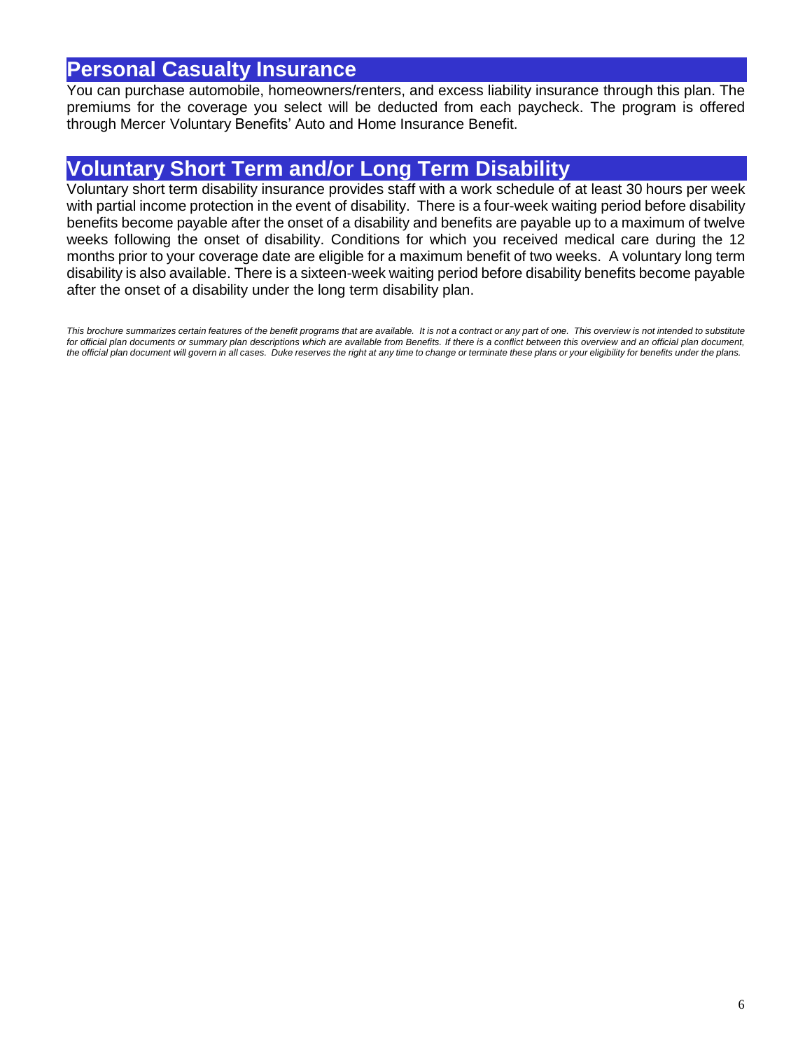## Personal Casualty Insurance

You can purchase automobile, homeowners/renters, and excess liability insurance through this plan. The premiums for the coverage you select will be deducted from each paycheck. The program is offered through Mercer Voluntary Benefits' Auto and Home Insurance Benefit.

## Voluntary Short Term and/or Long Term Disability

Voluntary short term disability insurance provides staff with a work schedule of at least 30 hours per week with partial income protection in the event of disability. There is a four-week waiting period before disability benefits become payable after the onset of a disability and benefits are payable up to a maximum of twelve weeks following the onset of disability. Conditions for which you received medical care during the 12 months prior to your coverage date are eligible for a maximum benefit of two weeks. A voluntary long term disability is also available. There is a sixteen-week waiting period before disability benefits become payable after the onset of a disability under the long term disability plan.

*This brochure summarizes certain features of the benefit programs that are available. It is not a contract or any part of one. This overview is not intended to substitute for official plan documents or summary plan descriptions which are available from Benefits. If there is a conflict between this overview and an official plan document, the official plan document will govern in all cases. Duke reserves the right at any time to change or terminate these plans or your eligibility for benefits under the plans.*